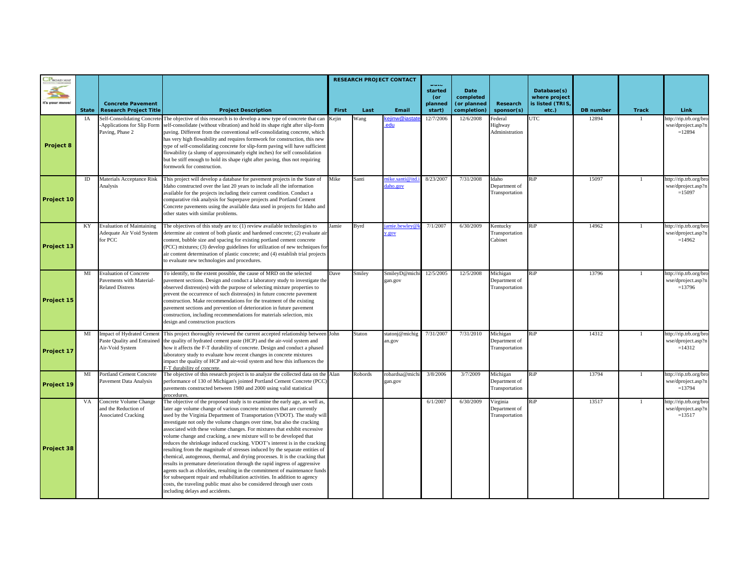| | State | Concrete Pavement Research Project Title | Project Description | RESEARCH PROJECT CONTACT First | Last | Email | Date started (or planned start) | Date completed (or planned completion) | Research sponsor(s) | Database(s) where project is listed (TRIS, etc.) | DB number | Track | Link |
|---|---|---|---|---|---|---|---|---|---|---|---|---|---|
| **Project 8** | IA | Self-Consolidating Concrete-Applications for Slip Form Paving, Phase 2 | The objective of this research is to develop a new type of concrete that can self-consolidate (without vibration) and hold its shape right after slip-form paving. Different from the conventional self-consolidating concrete, which has very high flowability and requires formwork for construction, this new type of self-consolidating concrete for slip-form paving will have sufficient flowability (a slump of approximately eight inches) for self consolidation but be stiff enough to hold its shape right after paving, thus not requiring formwork for construction. | Kejin | Wang | kejinw@iastate.edu | 12/7/2006 | 12/6/2008 | Federal Highway Administration | UTC | 12894 | 1 | http://rip.trb.org/browse/dproject.asp?n=12894 |
| **Project 10** | ID | Materials Acceptance Risk Analysis | This project will develop a database for pavement projects in the State of Idaho constructed over the last 20 years to include all the information available for the projects including their current condition. Conduct a comparative risk analysis for Superpave projects and Portland Cement Concrete pavements using the available data used in projects for Idaho and other states with similar problems. | Mike | Santi | mike.santi@itd.idaho.gov | 8/23/2007 | 7/31/2008 | Idaho Department of Transportation | RiP | 15097 | 1 | http://rip.trb.org/browse/dproject.asp?n=15097 |
| **Project 13** | KY | Evaluation of Maintaining Adequate Air Void System for PCC | The objectives of this study are to: (1) review available technologies to determine air content of both plastic and hardened concrete; (2) evaluate air content, bubble size and spacing for existing portland cement concrete (PCC) mixtures; (3) develop guidelines for utilization of new techniques for air content determination of plastic concrete; and (4) establish trial projects to evaluate new technologies and procedures. | Jamie | Byrd | jamie.bewley@ky.gov | 7/1/2007 | 6/30/2009 | Kentucky Transportation Cabinet | RiP | 14962 | 1 | http://rip.trb.org/browse/dproject.asp?n=14962 |
| **Project 15** | MI | Evaluation of Concrete Pavements with Material-Related Distress | To identify, to the extent possible, the cause of MRD on the selected pavement sections. Design and conduct a laboratory study to investigate the observed distress(es) with the purpose of selecting mixture properties to prevent the occurrence of such distress(es) in future concrete pavement construction. Make recommendations for the treatment of the existing pavement sections and prevention of deterioration in future pavement construction, including recommendations for materials selection, mix design and construction practices | Dave | Smiley | SmileyD@michigan.gov | 12/5/2005 | 12/5/2008 | Michigan Department of Transportation | RiP | 13796 | 1 | http://rip.trb.org/browse/dproject.asp?n=13796 |
| **Project 17** | MI | Impact of Hydrated Cement Paste Quality and Entrained Air-Void System | This project thoroughly reviewed the current accepted relationship between the quality of hydrated cement paste (HCP) and the air-void system and how it affects the F-T durability of concrete. Design and conduct a phased laboratory study to evaluate how recent changes in concrete mixtures impact the quality of HCP and air-void system and how this influences the F-T durability of concrete. | John | Staton | statonj@michigan.gov | 7/31/2007 | 7/31/2010 | Michigan Department of Transportation | RiP | 14312 | 1 | http://rip.trb.org/browse/dproject.asp?n=14312 |
| **Project 19** | MI | Portland Cement Concrete Pavement Data Analysis | The objective of this research project is to analyze the collected data on the performance of 130 of Michigan's jointed Portland Cement Concrete (PCC) pavements constructed between 1980 and 2000 using valid statistical procedures. | Alan | Robords | robardsa@michigan.gov | 3/8/2006 | 3/7/2009 | Michigan Department of Transportation | RiP | 13794 | 1 | http://rip.trb.org/browse/dproject.asp?n=13794 |
| **Project 38** | VA | Concrete Volume Change and the Reduction of Associated Cracking | The objective of the proposed study is to examine the early age, as well as, later age volume change of various concrete mixtures that are currently used by the Virginia Department of Transportation (VDOT). The study will investigate not only the volume changes over time, but also the cracking associated with these volume changes. For mixtures that exhibit excessive volume change and cracking, a new mixture will to be developed that reduces the shrinkage induced cracking. VDOT's interest is in the cracking resulting from the magnitude of stresses induced by the separate entities of chemical, autogenous, thermal, and drying processes. It is the cracking that results in premature deterioration through the rapid ingress of aggressive agents such as chlorides, resulting in the commitment of maintenance funds for subsequent repair and rehabilitation activities. In addition to agency costs, the traveling public must also be considered through user costs including delays and accidents. | | | | 6/1/2007 | 6/30/2009 | Virginia Department of Transportation | RiP | 13517 | 1 | http://rip.trb.org/browse/dproject.asp?n=13517 |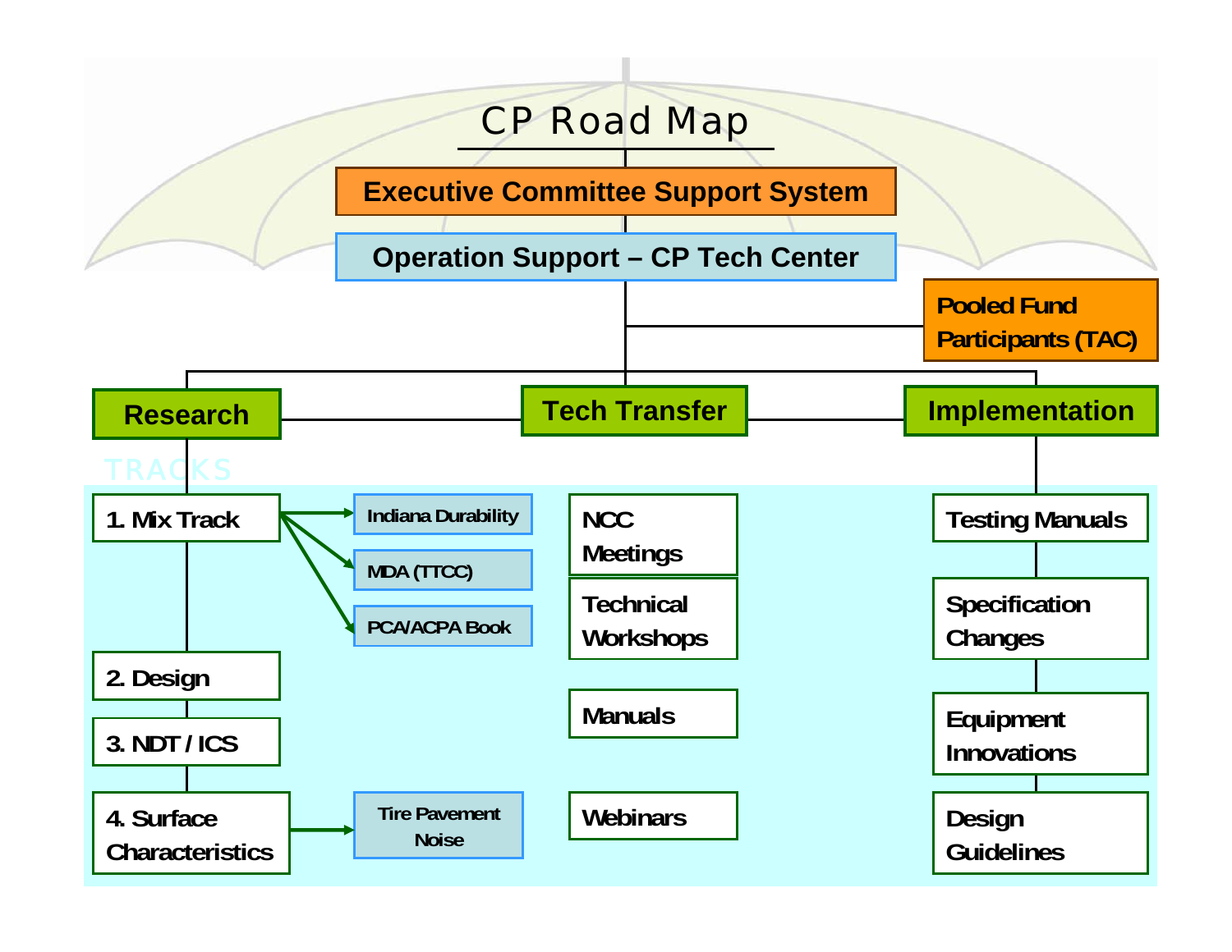# CP Road Map

**Executive Committee Support System**

**Operation Support – CP Tech Center**

**Pooled Fund Participants (TAC)**

## Research

TRACKS

- 1. Mix Track
  - Indiana Durability
  - MDA (TTCC)
  - PCA/ACPA Book
- 2. Design
- 3. NDT / ICS
- 4. Surface Characteristics
  - Tire Pavement Noise

## Tech Transfer

- NCC Meetings
- Technical Workshops
- Manuals
- Webinars

## Implementation

- Testing Manuals
- Specification Changes
- Equipment Innovations
- Design Guidelines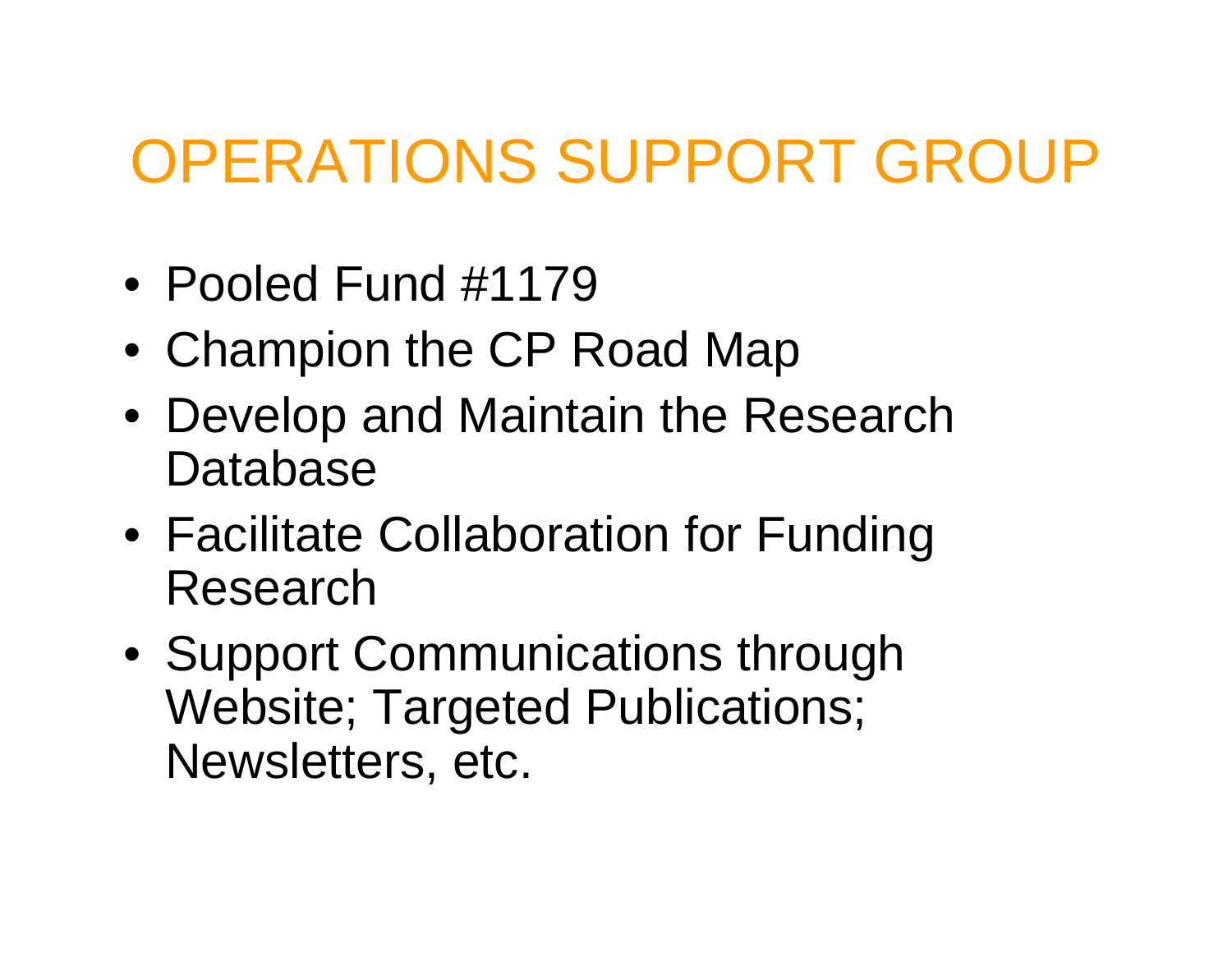# OPERATIONS SUPPORT GROUP

- Pooled Fund #1179
- Champion the CP Road Map
- Develop and Maintain the Research Database
- Facilitate Collaboration for Funding Research
- Support Communications through Website; Targeted Publications; Newsletters, etc.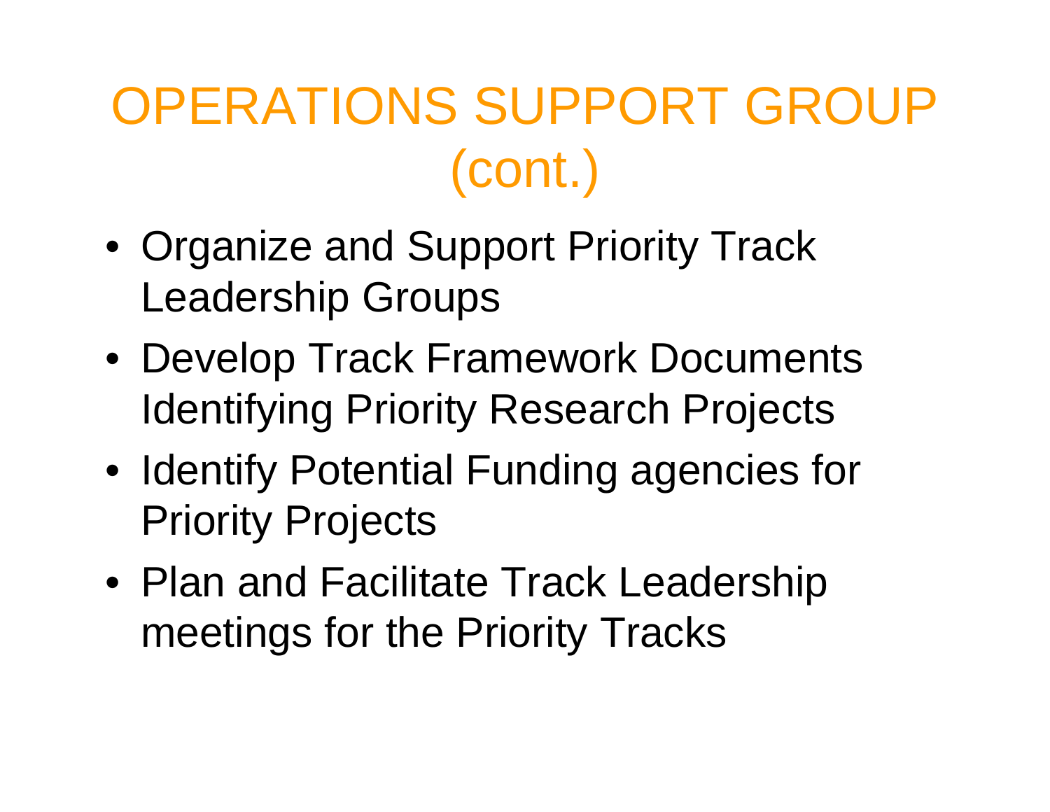# OPERATIONS SUPPORT GROUP (cont.)

- Organize and Support Priority Track Leadership Groups
- Develop Track Framework Documents Identifying Priority Research Projects
- Identify Potential Funding agencies for Priority Projects
- Plan and Facilitate Track Leadership meetings for the Priority Tracks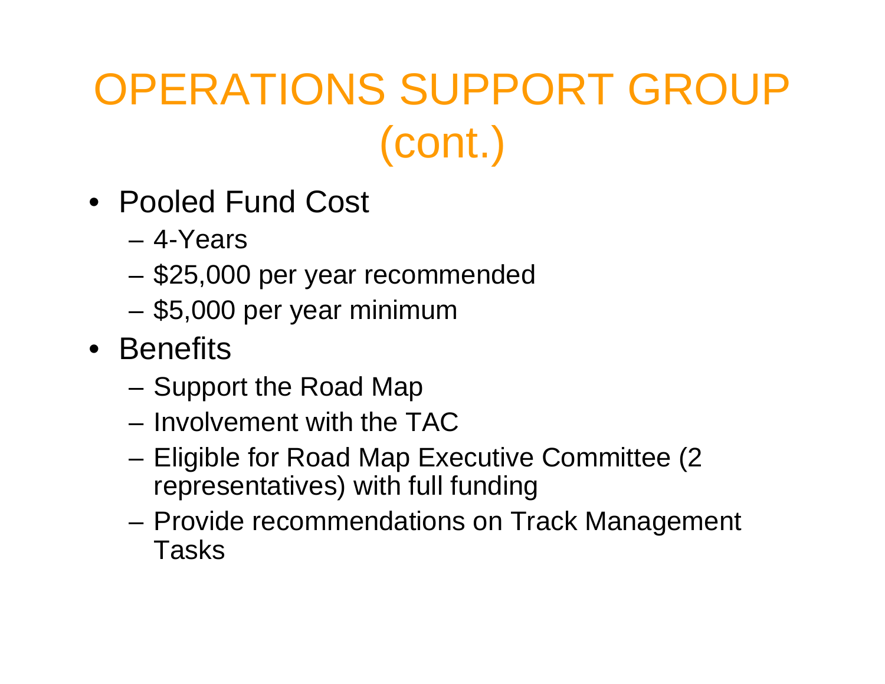# OPERATIONS SUPPORT GROUP (cont.)

- Pooled Fund Cost
  - 4-Years
  - $25,000 per year recommended
  - $5,000 per year minimum
- Benefits
  - Support the Road Map
  - Involvement with the TAC
  - Eligible for Road Map Executive Committee (2 representatives) with full funding
  - Provide recommendations on Track Management Tasks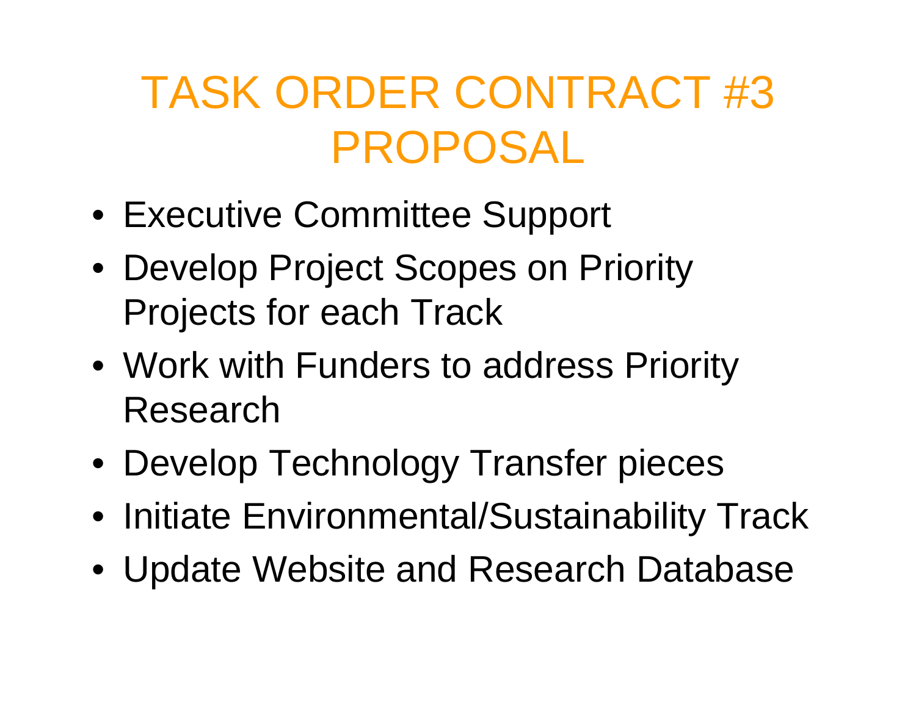# TASK ORDER CONTRACT #3 PROPOSAL

- Executive Committee Support
- Develop Project Scopes on Priority Projects for each Track
- Work with Funders to address Priority Research
- Develop Technology Transfer pieces
- Initiate Environmental/Sustainability Track
- Update Website and Research Database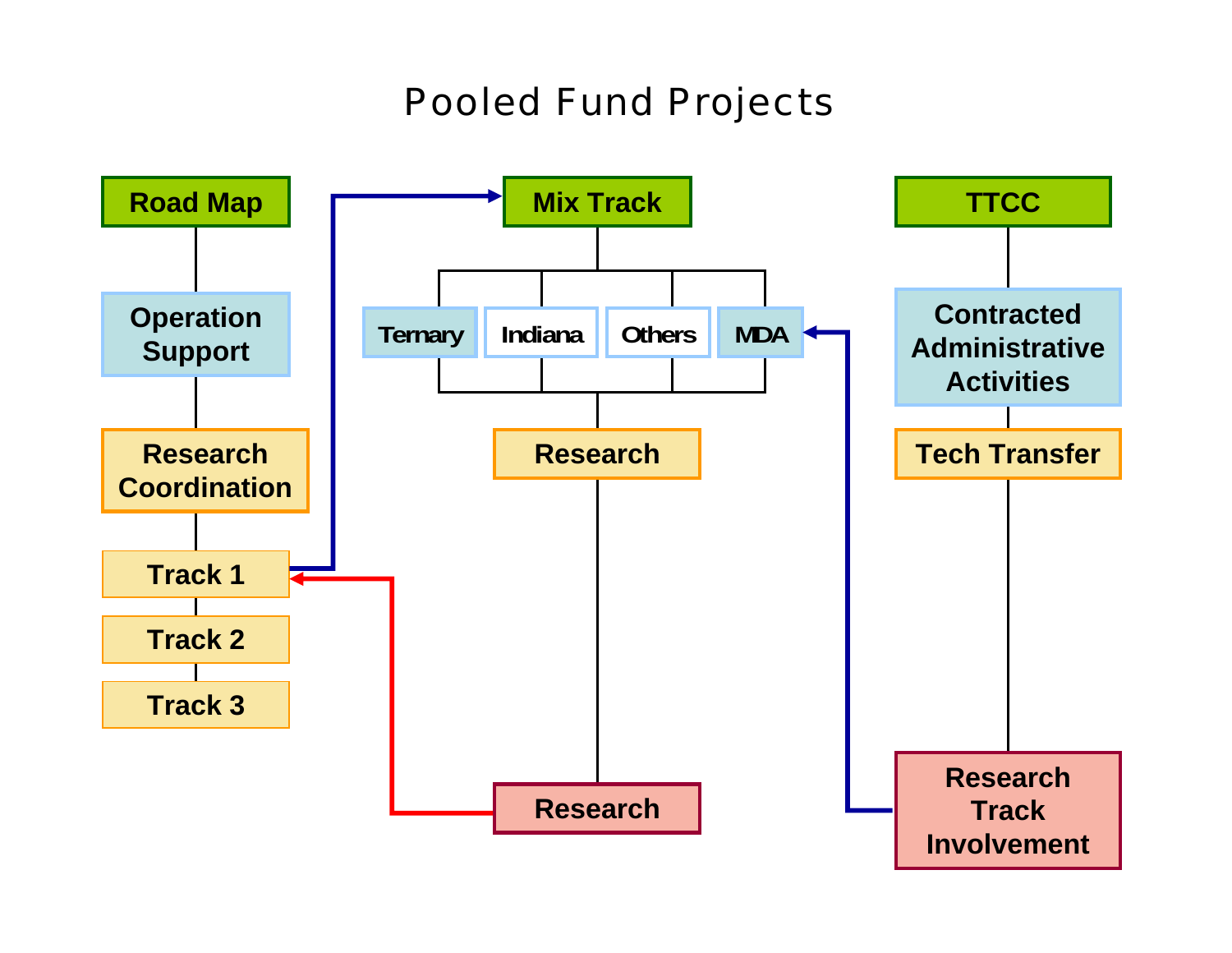# Pooled Fund Projects

Road Map

Operation Support

Research Coordination

Track 1

Track 2

Track 3

Mix Track

Ternary

Indiana

Others

MDA

Research

Research

TTCC

Contracted Administrative Activities

Tech Transfer

Research Track Involvement